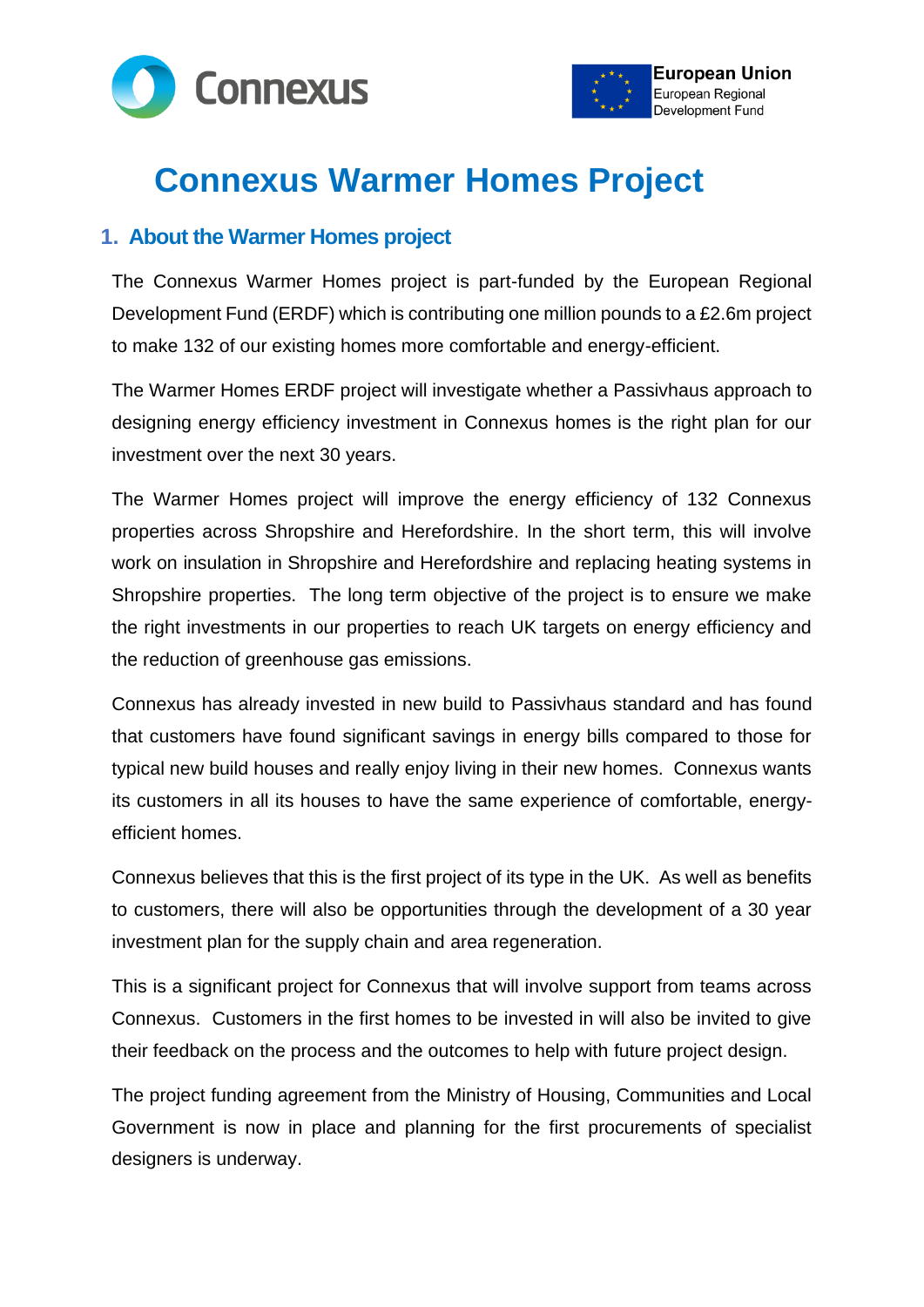Connexus

European Union
European Regional
Development Fund

# Connexus Warmer Homes Project

## 1. About the Warmer Homes project

The Connexus Warmer Homes project is part-funded by the European Regional Development Fund (ERDF) which is contributing one million pounds to a £2.6m project to make 132 of our existing homes more comfortable and energy-efficient.

The Warmer Homes ERDF project will investigate whether a Passivhaus approach to designing energy efficiency investment in Connexus homes is the right plan for our investment over the next 30 years.

The Warmer Homes project will improve the energy efficiency of 132 Connexus properties across Shropshire and Herefordshire. In the short term, this will involve work on insulation in Shropshire and Herefordshire and replacing heating systems in Shropshire properties. The long term objective of the project is to ensure we make the right investments in our properties to reach UK targets on energy efficiency and the reduction of greenhouse gas emissions.

Connexus has already invested in new build to Passivhaus standard and has found that customers have found significant savings in energy bills compared to those for typical new build houses and really enjoy living in their new homes. Connexus wants its customers in all its houses to have the same experience of comfortable, energy-efficient homes.

Connexus believes that this is the first project of its type in the UK. As well as benefits to customers, there will also be opportunities through the development of a 30 year investment plan for the supply chain and area regeneration.

This is a significant project for Connexus that will involve support from teams across Connexus. Customers in the first homes to be invested in will also be invited to give their feedback on the process and the outcomes to help with future project design.

The project funding agreement from the Ministry of Housing, Communities and Local Government is now in place and planning for the first procurements of specialist designers is underway.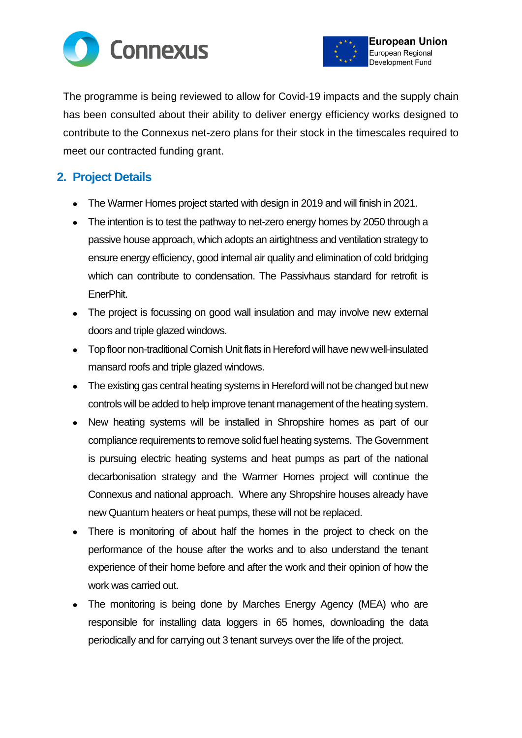The programme is being reviewed to allow for Covid-19 impacts and the supply chain has been consulted about their ability to deliver energy efficiency works designed to contribute to the Connexus net-zero plans for their stock in the timescales required to meet our contracted funding grant.

## 2. Project Details

- The Warmer Homes project started with design in 2019 and will finish in 2021.
- The intention is to test the pathway to net-zero energy homes by 2050 through a passive house approach, which adopts an airtightness and ventilation strategy to ensure energy efficiency, good internal air quality and elimination of cold bridging which can contribute to condensation. The Passivhaus standard for retrofit is EnerPhit.
- The project is focussing on good wall insulation and may involve new external doors and triple glazed windows.
- Top floor non-traditional Cornish Unit flats in Hereford will have new well-insulated mansard roofs and triple glazed windows.
- The existing gas central heating systems in Hereford will not be changed but new controls will be added to help improve tenant management of the heating system.
- New heating systems will be installed in Shropshire homes as part of our compliance requirements to remove solid fuel heating systems. The Government is pursuing electric heating systems and heat pumps as part of the national decarbonisation strategy and the Warmer Homes project will continue the Connexus and national approach. Where any Shropshire houses already have new Quantum heaters or heat pumps, these will not be replaced.
- There is monitoring of about half the homes in the project to check on the performance of the house after the works and to also understand the tenant experience of their home before and after the work and their opinion of how the work was carried out.
- The monitoring is being done by Marches Energy Agency (MEA) who are responsible for installing data loggers in 65 homes, downloading the data periodically and for carrying out 3 tenant surveys over the life of the project.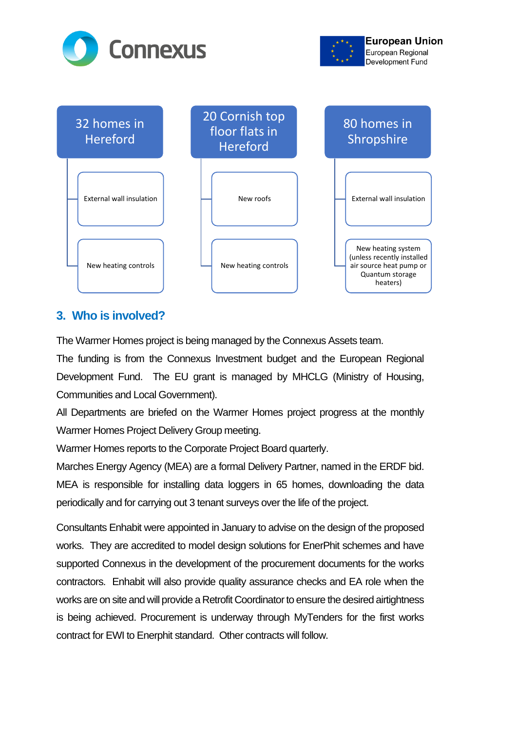Connexus

**European Union**
European Regional
Development Fund

| 32 homes in Hereford | 20 Cornish top floor flats in Hereford | 80 homes in Shropshire |
|---|---|---|
| External wall insulation | New roofs | External wall insulation |
| New heating controls | New heating controls | New heating system (unless recently installed air source heat pump or Quantum storage heaters) |

## 3. Who is involved?

The Warmer Homes project is being managed by the Connexus Assets team.

The funding is from the Connexus Investment budget and the European Regional Development Fund. The EU grant is managed by MHCLG (Ministry of Housing, Communities and Local Government).

All Departments are briefed on the Warmer Homes project progress at the monthly Warmer Homes Project Delivery Group meeting.

Warmer Homes reports to the Corporate Project Board quarterly.

Marches Energy Agency (MEA) are a formal Delivery Partner, named in the ERDF bid. MEA is responsible for installing data loggers in 65 homes, downloading the data periodically and for carrying out 3 tenant surveys over the life of the project.

Consultants Enhabit were appointed in January to advise on the design of the proposed works. They are accredited to model design solutions for EnerPhit schemes and have supported Connexus in the development of the procurement documents for the works contractors. Enhabit will also provide quality assurance checks and EA role when the works are on site and will provide a Retrofit Coordinator to ensure the desired airtightness is being achieved. Procurement is underway through MyTenders for the first works contract for EWI to Enerphit standard. Other contracts will follow.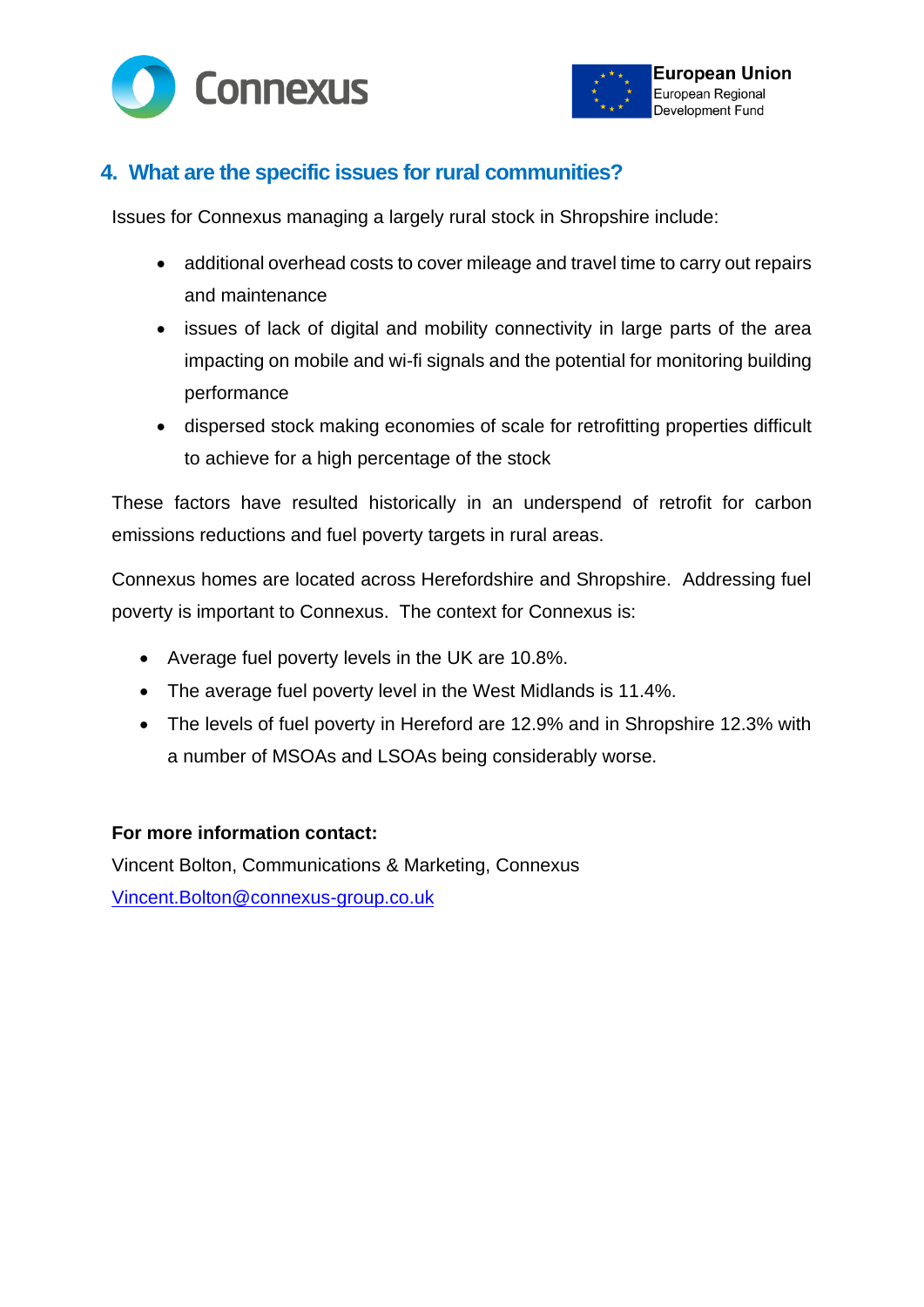## 4. What are the specific issues for rural communities?

Issues for Connexus managing a largely rural stock in Shropshire include:

- additional overhead costs to cover mileage and travel time to carry out repairs and maintenance
- issues of lack of digital and mobility connectivity in large parts of the area impacting on mobile and wi-fi signals and the potential for monitoring building performance
- dispersed stock making economies of scale for retrofitting properties difficult to achieve for a high percentage of the stock

These factors have resulted historically in an underspend of retrofit for carbon emissions reductions and fuel poverty targets in rural areas.

Connexus homes are located across Herefordshire and Shropshire. Addressing fuel poverty is important to Connexus. The context for Connexus is:

- Average fuel poverty levels in the UK are 10.8%.
- The average fuel poverty level in the West Midlands is 11.4%.
- The levels of fuel poverty in Hereford are 12.9% and in Shropshire 12.3% with a number of MSOAs and LSOAs being considerably worse.

**For more information contact:**

Vincent Bolton, Communications & Marketing, Connexus

Vincent.Bolton@connexus-group.co.uk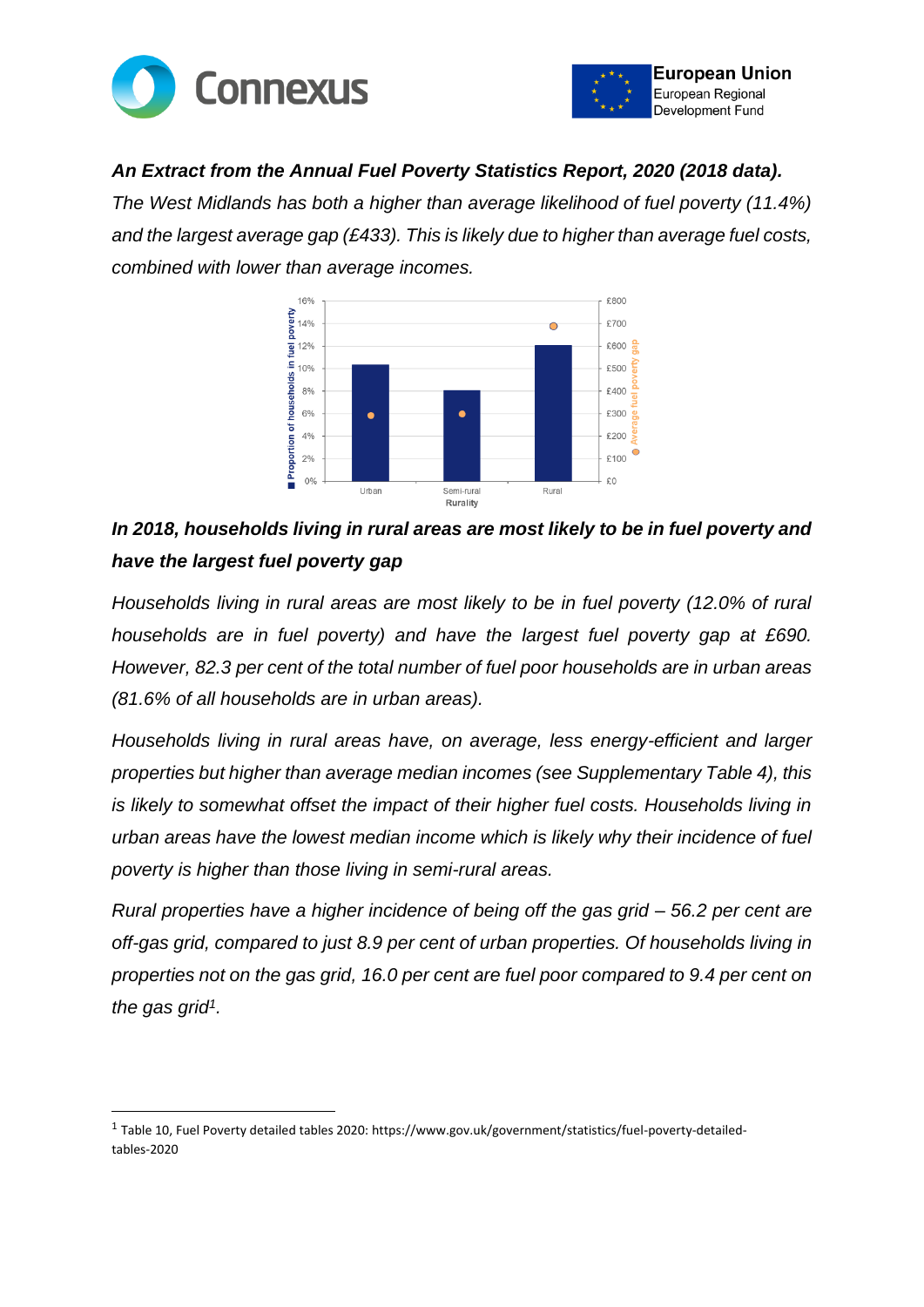*An Extract from the Annual Fuel Poverty Statistics Report, 2020 (2018 data).*

*The West Midlands has both a higher than average likelihood of fuel poverty (11.4%) and the largest average gap (£433). This is likely due to higher than average fuel costs, combined with lower than average incomes.*

Proportion of households in fuel poverty
16%
14%
12%
10%
8%
6%
4%
2%
0%
Average fuel poverty gap
£800
£700
£600
£500
£400
£300
£200
£100
£0
Urban
Semi-rural
Rural
Rurality

***In 2018, households living in rural areas are most likely to be in fuel poverty and have the largest fuel poverty gap***

*Households living in rural areas are most likely to be in fuel poverty (12.0% of rural households are in fuel poverty) and have the largest fuel poverty gap at £690. However, 82.3 per cent of the total number of fuel poor households are in urban areas (81.6% of all households are in urban areas).*

*Households living in rural areas have, on average, less energy-efficient and larger properties but higher than average median incomes (see Supplementary Table 4), this is likely to somewhat offset the impact of their higher fuel costs. Households living in urban areas have the lowest median income which is likely why their incidence of fuel poverty is higher than those living in semi-rural areas.*

*Rural properties have a higher incidence of being off the gas grid – 56.2 per cent are off-gas grid, compared to just 8.9 per cent of urban properties. Of households living in properties not on the gas grid, 16.0 per cent are fuel poor compared to 9.4 per cent on the gas grid[1].*

---

[1] Table 10, Fuel Poverty detailed tables 2020: https://www.gov.uk/government/statistics/fuel-poverty-detailed-tables-2020